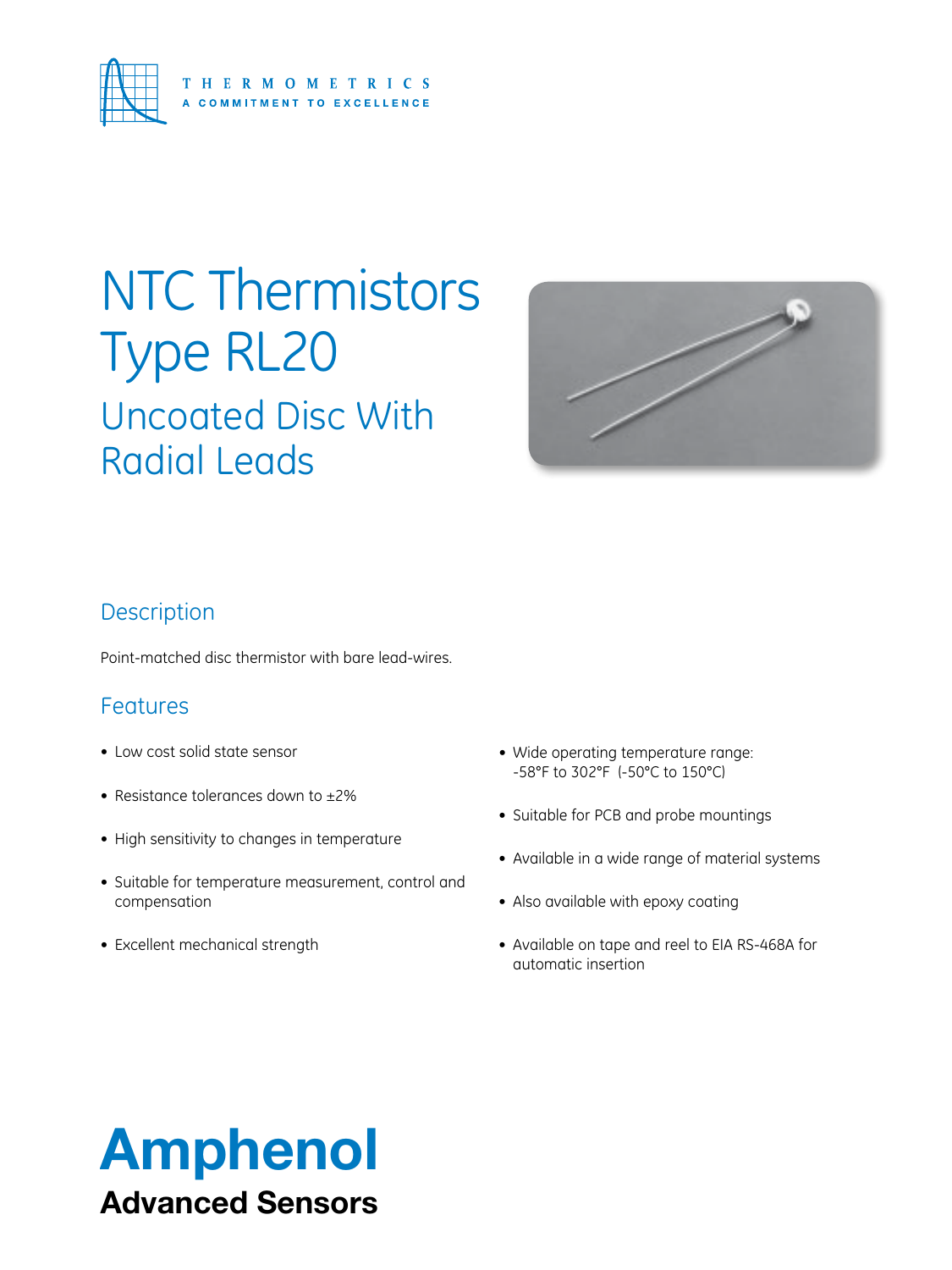THERMOMETRICS
A COMMITMENT TO EXCELLENCE

# NTC Thermistors Type RL20

## Uncoated Disc With Radial Leads

## Description

Point-matched disc thermistor with bare lead-wires.

## Features

- Low cost solid state sensor
- Resistance tolerances down to ±2%
- High sensitivity to changes in temperature
- Suitable for temperature measurement, control and compensation
- Excellent mechanical strength
- Wide operating temperature range: -58°F to 302°F (-50°C to 150°C)
- Suitable for PCB and probe mountings
- Available in a wide range of material systems
- Also available with epoxy coating
- Available on tape and reel to EIA RS-468A for automatic insertion

**Amphenol**
**Advanced Sensors**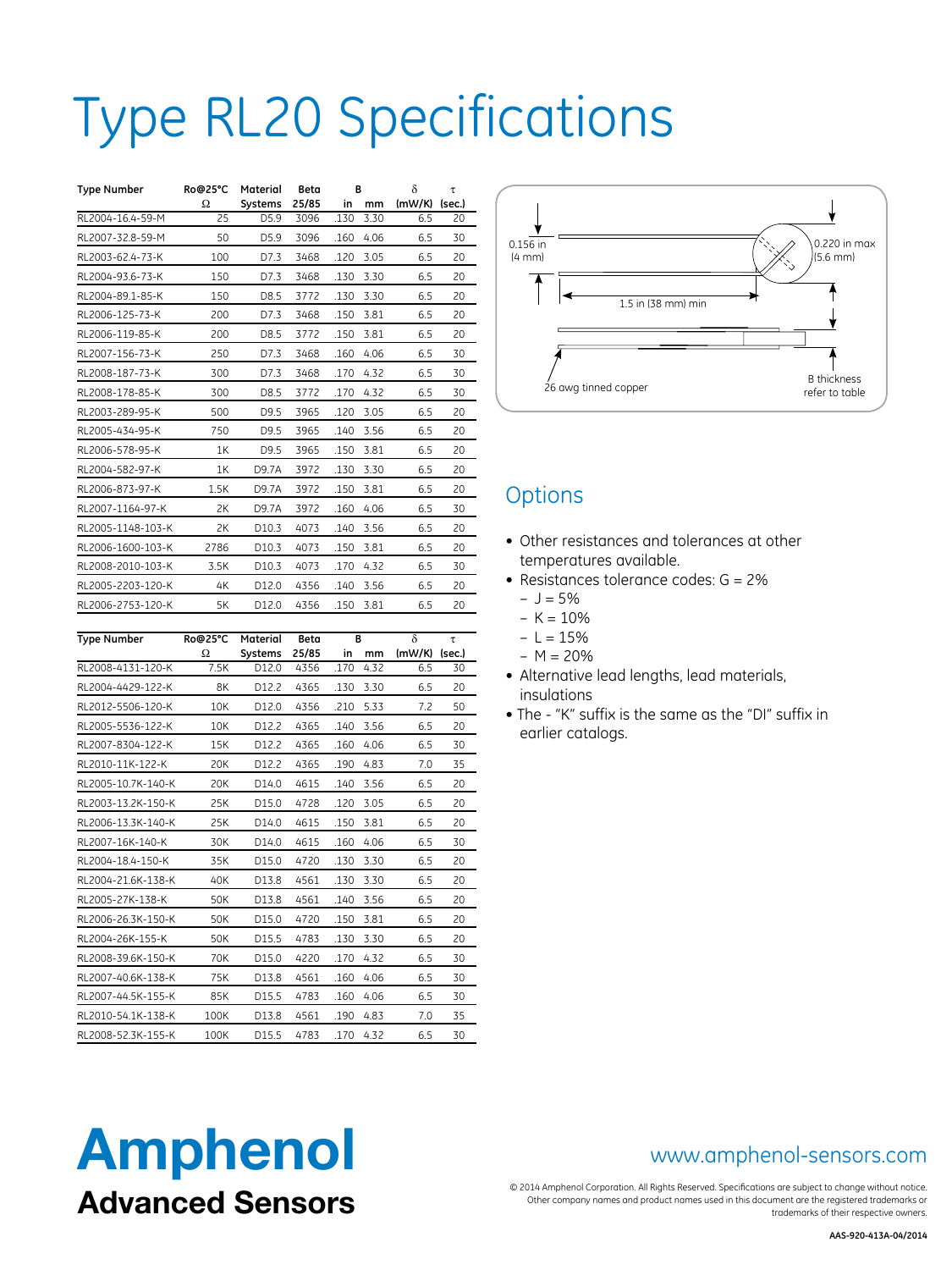# Type RL20 Specifications

| Type Number | Ro@25°C Ω | Material Systems | Beta 25/85 | B in | B mm | δ (mW/K) | τ (sec.) |
|---|---|---|---|---|---|---|---|
| RL2004-16.4-59-M | 25 | D5.9 | 3096 | .130 | 3.30 | 6.5 | 20 |
| RL2007-32.8-59-M | 50 | D5.9 | 3096 | .160 | 4.06 | 6.5 | 30 |
| RL2003-62.4-73-K | 100 | D7.3 | 3468 | .120 | 3.05 | 6.5 | 20 |
| RL2004-93.6-73-K | 150 | D7.3 | 3468 | .130 | 3.30 | 6.5 | 20 |
| RL2004-89.1-85-K | 150 | D8.5 | 3772 | .130 | 3.30 | 6.5 | 20 |
| RL2006-125-73-K | 200 | D7.3 | 3468 | .150 | 3.81 | 6.5 | 20 |
| RL2006-119-85-K | 200 | D8.5 | 3772 | .150 | 3.81 | 6.5 | 20 |
| RL2007-156-73-K | 250 | D7.3 | 3468 | .160 | 4.06 | 6.5 | 30 |
| RL2008-187-73-K | 300 | D7.3 | 3468 | .170 | 4.32 | 6.5 | 30 |
| RL2008-178-85-K | 300 | D8.5 | 3772 | .170 | 4.32 | 6.5 | 30 |
| RL2003-289-95-K | 500 | D9.5 | 3965 | .120 | 3.05 | 6.5 | 20 |
| RL2005-434-95-K | 750 | D9.5 | 3965 | .140 | 3.56 | 6.5 | 20 |
| RL2006-578-95-K | 1K | D9.5 | 3965 | .150 | 3.81 | 6.5 | 20 |
| RL2004-582-97-K | 1K | D9.7A | 3972 | .130 | 3.30 | 6.5 | 20 |
| RL2006-873-97-K | 1.5K | D9.7A | 3972 | .150 | 3.81 | 6.5 | 20 |
| RL2007-1164-97-K | 2K | D9.7A | 3972 | .160 | 4.06 | 6.5 | 30 |
| RL2005-1148-103-K | 2K | D10.3 | 4073 | .140 | 3.56 | 6.5 | 20 |
| RL2006-1600-103-K | 2786 | D10.3 | 4073 | .150 | 3.81 | 6.5 | 20 |
| RL2008-2010-103-K | 3.5K | D10.3 | 4073 | .170 | 4.32 | 6.5 | 30 |
| RL2005-2203-120-K | 4K | D12.0 | 4356 | .140 | 3.56 | 6.5 | 20 |
| RL2006-2753-120-K | 5K | D12.0 | 4356 | .150 | 3.81 | 6.5 | 20 |

| Type Number | Ro@25°C Ω | Material Systems | Beta 25/85 | B in | B mm | δ (mW/K) | τ (sec.) |
|---|---|---|---|---|---|---|---|
| RL2008-4131-120-K | 7.5K | D12.0 | 4356 | .170 | 4.32 | 6.5 | 30 |
| RL2004-4429-122-K | 8K | D12.2 | 4365 | .130 | 3.30 | 6.5 | 20 |
| RL2012-5506-120-K | 10K | D12.0 | 4356 | .210 | 5.33 | 7.2 | 50 |
| RL2005-5536-122-K | 10K | D12.2 | 4365 | .140 | 3.56 | 6.5 | 20 |
| RL2007-8304-122-K | 15K | D12.2 | 4365 | .160 | 4.06 | 6.5 | 30 |
| RL2010-11K-122-K | 20K | D12.2 | 4365 | .190 | 4.83 | 7.0 | 35 |
| RL2005-10.7K-140-K | 20K | D14.0 | 4615 | .140 | 3.56 | 6.5 | 20 |
| RL2003-13.2K-150-K | 25K | D15.0 | 4728 | .120 | 3.05 | 6.5 | 20 |
| RL2006-13.3K-140-K | 25K | D14.0 | 4615 | .150 | 3.81 | 6.5 | 20 |
| RL2007-16K-140-K | 30K | D14.0 | 4615 | .160 | 4.06 | 6.5 | 30 |
| RL2004-18.4-150-K | 35K | D15.0 | 4720 | .130 | 3.30 | 6.5 | 20 |
| RL2004-21.6K-138-K | 40K | D13.8 | 4561 | .130 | 3.30 | 6.5 | 20 |
| RL2005-27K-138-K | 50K | D13.8 | 4561 | .140 | 3.56 | 6.5 | 20 |
| RL2006-26.3K-150-K | 50K | D15.0 | 4720 | .150 | 3.81 | 6.5 | 20 |
| RL2004-26K-155-K | 50K | D15.5 | 4783 | .130 | 3.30 | 6.5 | 20 |
| RL2008-39.6K-150-K | 70K | D15.0 | 4220 | .170 | 4.32 | 6.5 | 30 |
| RL2007-40.6K-138-K | 75K | D13.8 | 4561 | .160 | 4.06 | 6.5 | 30 |
| RL2007-44.5K-155-K | 85K | D15.5 | 4783 | .160 | 4.06 | 6.5 | 30 |
| RL2010-54.1K-138-K | 100K | D13.8 | 4561 | .190 | 4.83 | 7.0 | 35 |
| RL2008-52.3K-155-K | 100K | D15.5 | 4783 | .170 | 4.32 | 6.5 | 30 |

0.156 in (4 mm)

0.220 in max (5.6 mm)

1.5 in (38 mm) min

26 awg tinned copper

B thickness refer to table

## Options

- Other resistances and tolerances at other temperatures available.
- Resistances tolerance codes: G = 2%
  - J = 5%
  - K = 10%
  - L = 15%
  - M = 20%
- Alternative lead lengths, lead materials, insulations
- The - "K" suffix is the same as the "DI" suffix in earlier catalogs.

**Amphenol**
**Advanced Sensors**

www.amphenol-sensors.com

© 2014 Amphenol Corporation. All Rights Reserved. Specifications are subject to change without notice. Other company names and product names used in this document are the registered trademarks or trademarks of their respective owners.

AAS-920-413A-04/2014